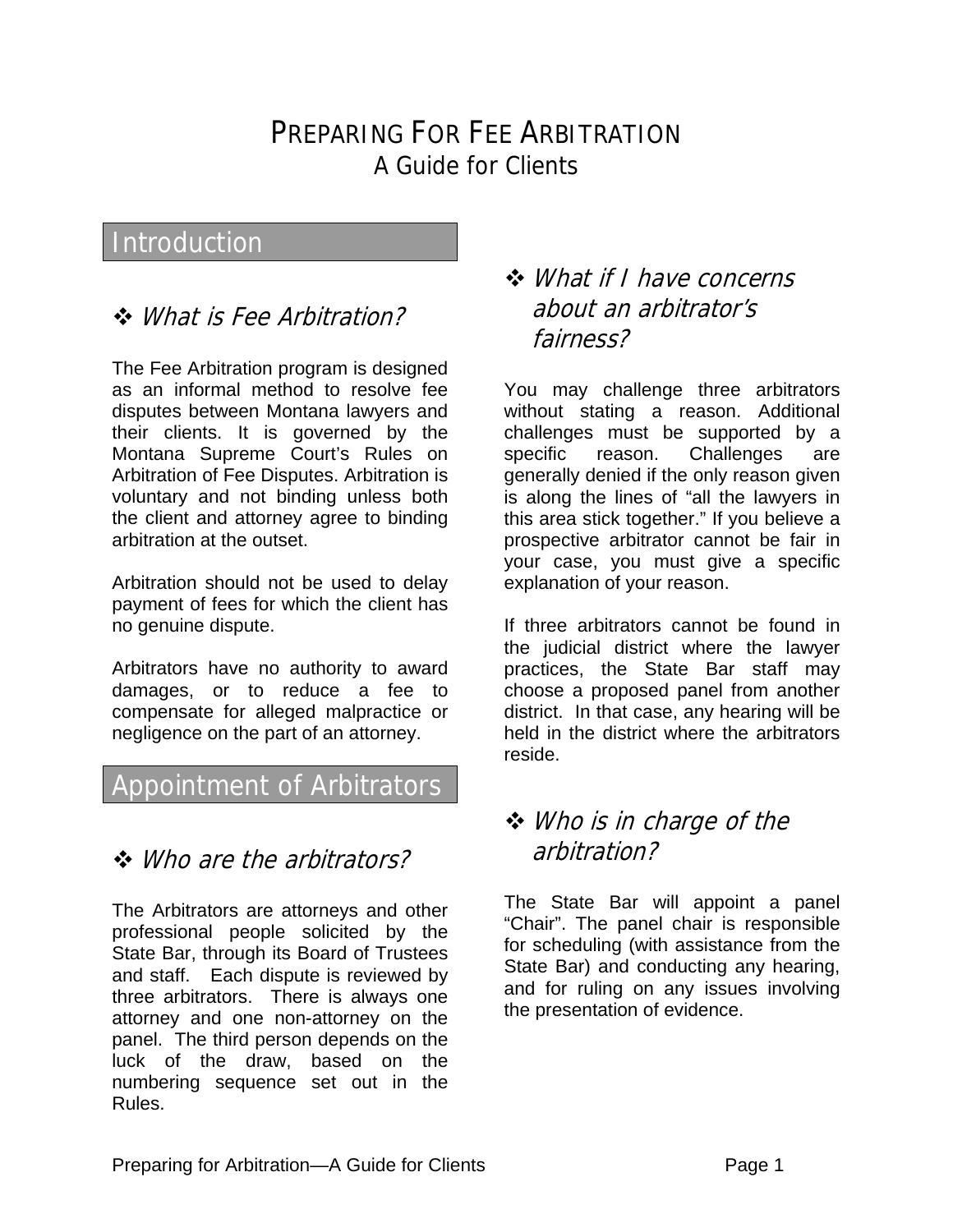# PREPARING FOR FEE ARBITRATION

A Guide for Clients

## Introduction

### ❖ *What is Fee Arbitration?*

The Fee Arbitration program is designed as an informal method to resolve fee disputes between Montana lawyers and their clients. It is governed by the Montana Supreme Court's Rules on Arbitration of Fee Disputes. Arbitration is voluntary and not binding unless both the client and attorney agree to binding arbitration at the outset.

Arbitration should not be used to delay payment of fees for which the client has no genuine dispute.

Arbitrators have no authority to award damages, or to reduce a fee to compensate for alleged malpractice or negligence on the part of an attorney.

## Appointment of Arbitrators

### ❖ *Who are the arbitrators?*

The Arbitrators are attorneys and other professional people solicited by the State Bar, through its Board of Trustees and staff. Each dispute is reviewed by three arbitrators. There is always one attorney and one non-attorney on the panel. The third person depends on the luck of the draw, based on the numbering sequence set out in the Rules.

### ❖ *What if I have concerns about an arbitrator's fairness?*

You may challenge three arbitrators without stating a reason. Additional challenges must be supported by a specific reason. Challenges are generally denied if the only reason given is along the lines of "all the lawyers in this area stick together." If you believe a prospective arbitrator cannot be fair in your case, you must give a specific explanation of your reason.

If three arbitrators cannot be found in the judicial district where the lawyer practices, the State Bar staff may choose a proposed panel from another district. In that case, any hearing will be held in the district where the arbitrators reside.

### ❖ *Who is in charge of the arbitration?*

The State Bar will appoint a panel "Chair". The panel chair is responsible for scheduling (with assistance from the State Bar) and conducting any hearing, and for ruling on any issues involving the presentation of evidence.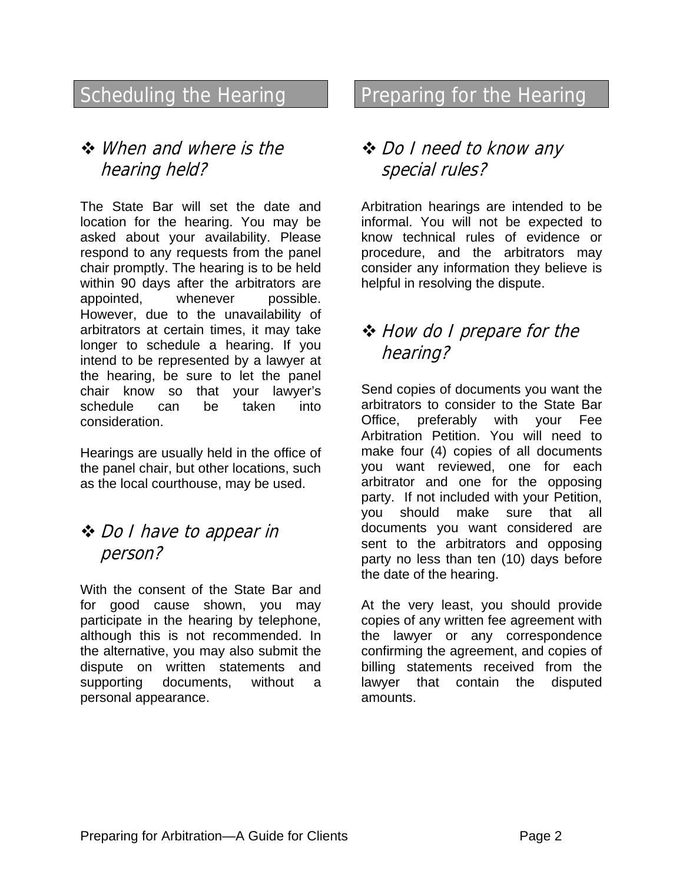## Scheduling the Hearing

### ❖ *When and where is the hearing held?*

The State Bar will set the date and location for the hearing. You may be asked about your availability. Please respond to any requests from the panel chair promptly. The hearing is to be held within 90 days after the arbitrators are appointed, whenever possible. However, due to the unavailability of arbitrators at certain times, it may take longer to schedule a hearing. If you intend to be represented by a lawyer at the hearing, be sure to let the panel chair know so that your lawyer's schedule can be taken into consideration.

Hearings are usually held in the office of the panel chair, but other locations, such as the local courthouse, may be used.

### ❖ *Do I have to appear in person?*

With the consent of the State Bar and for good cause shown, you may participate in the hearing by telephone, although this is not recommended. In the alternative, you may also submit the dispute on written statements and supporting documents, without a personal appearance.

## Preparing for the Hearing

### ❖ *Do I need to know any special rules?*

Arbitration hearings are intended to be informal. You will not be expected to know technical rules of evidence or procedure, and the arbitrators may consider any information they believe is helpful in resolving the dispute.

### ❖ *How do I prepare for the hearing?*

Send copies of documents you want the arbitrators to consider to the State Bar Office, preferably with your Fee Arbitration Petition. You will need to make four (4) copies of all documents you want reviewed, one for each arbitrator and one for the opposing party. If not included with your Petition, you should make sure that all documents you want considered are sent to the arbitrators and opposing party no less than ten (10) days before the date of the hearing.

At the very least, you should provide copies of any written fee agreement with the lawyer or any correspondence confirming the agreement, and copies of billing statements received from the lawyer that contain the disputed amounts.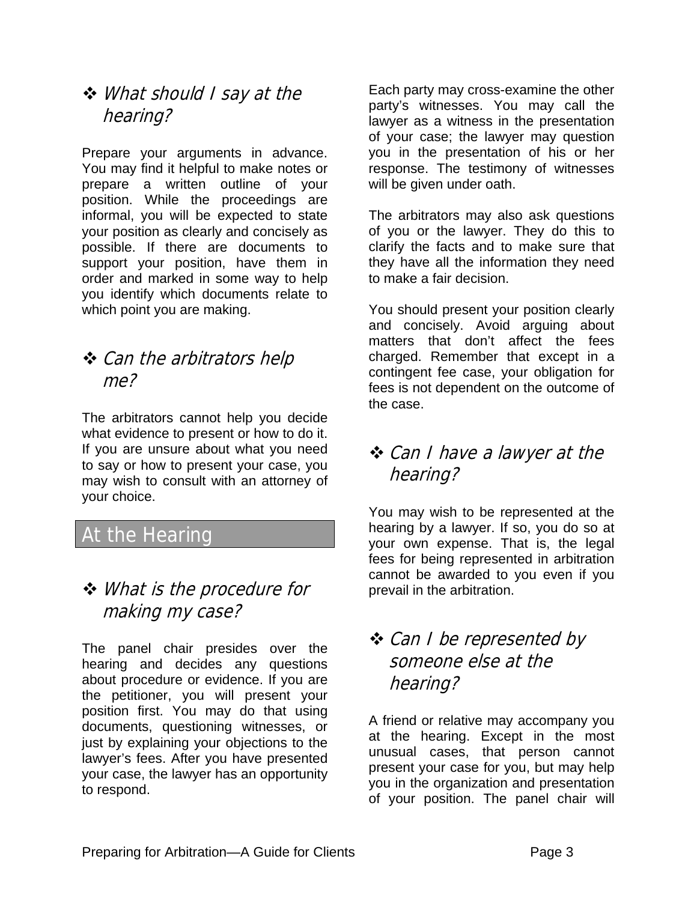### ❖ *What should I say at the hearing?*

Prepare your arguments in advance. You may find it helpful to make notes or prepare a written outline of your position. While the proceedings are informal, you will be expected to state your position as clearly and concisely as possible. If there are documents to support your position, have them in order and marked in some way to help you identify which documents relate to which point you are making.

### ❖ *Can the arbitrators help me?*

The arbitrators cannot help you decide what evidence to present or how to do it. If you are unsure about what you need to say or how to present your case, you may wish to consult with an attorney of your choice.

## At the Hearing

### ❖ *What is the procedure for making my case?*

The panel chair presides over the hearing and decides any questions about procedure or evidence. If you are the petitioner, you will present your position first. You may do that using documents, questioning witnesses, or just by explaining your objections to the lawyer's fees. After you have presented your case, the lawyer has an opportunity to respond.

Each party may cross-examine the other party's witnesses. You may call the lawyer as a witness in the presentation of your case; the lawyer may question you in the presentation of his or her response. The testimony of witnesses will be given under oath.

The arbitrators may also ask questions of you or the lawyer. They do this to clarify the facts and to make sure that they have all the information they need to make a fair decision.

You should present your position clearly and concisely. Avoid arguing about matters that don't affect the fees charged. Remember that except in a contingent fee case, your obligation for fees is not dependent on the outcome of the case.

### ❖ *Can I have a lawyer at the hearing?*

You may wish to be represented at the hearing by a lawyer. If so, you do so at your own expense. That is, the legal fees for being represented in arbitration cannot be awarded to you even if you prevail in the arbitration.

### ❖ *Can I be represented by someone else at the hearing?*

A friend or relative may accompany you at the hearing. Except in the most unusual cases, that person cannot present your case for you, but may help you in the organization and presentation of your position. The panel chair will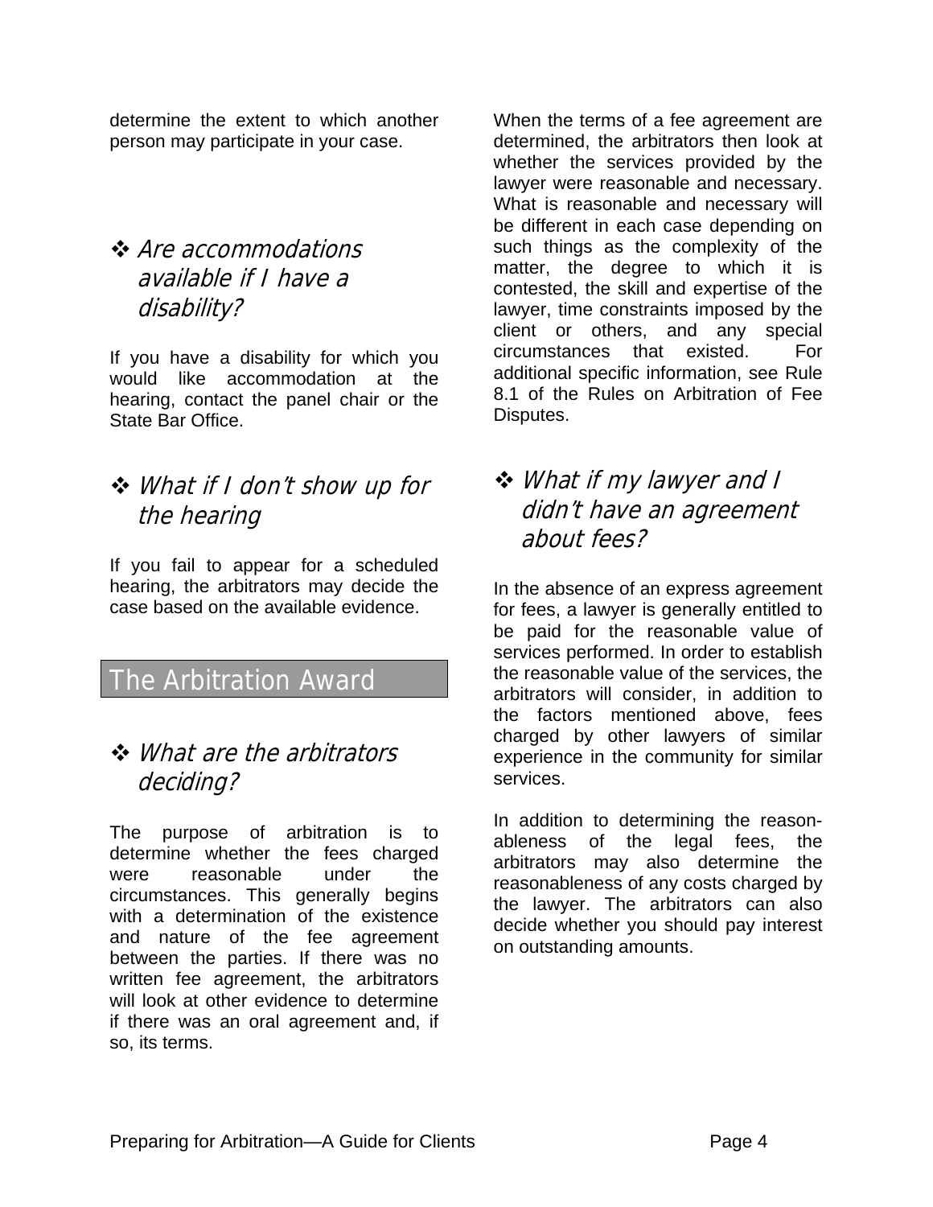determine the extent to which another person may participate in your case.

### ❖ *Are accommodations available if I have a disability?*

If you have a disability for which you would like accommodation at the hearing, contact the panel chair or the State Bar Office.

### ❖ *What if I don't show up for the hearing*

If you fail to appear for a scheduled hearing, the arbitrators may decide the case based on the available evidence.

## The Arbitration Award

### ❖ *What are the arbitrators deciding?*

The purpose of arbitration is to determine whether the fees charged were reasonable under the circumstances. This generally begins with a determination of the existence and nature of the fee agreement between the parties. If there was no written fee agreement, the arbitrators will look at other evidence to determine if there was an oral agreement and, if so, its terms.

When the terms of a fee agreement are determined, the arbitrators then look at whether the services provided by the lawyer were reasonable and necessary. What is reasonable and necessary will be different in each case depending on such things as the complexity of the matter, the degree to which it is contested, the skill and expertise of the lawyer, time constraints imposed by the client or others, and any special circumstances that existed. For additional specific information, see Rule 8.1 of the Rules on Arbitration of Fee Disputes.

### ❖ *What if my lawyer and I didn't have an agreement about fees?*

In the absence of an express agreement for fees, a lawyer is generally entitled to be paid for the reasonable value of services performed. In order to establish the reasonable value of the services, the arbitrators will consider, in addition to the factors mentioned above, fees charged by other lawyers of similar experience in the community for similar services.

In addition to determining the reason-ableness of the legal fees, the arbitrators may also determine the reasonableness of any costs charged by the lawyer. The arbitrators can also decide whether you should pay interest on outstanding amounts.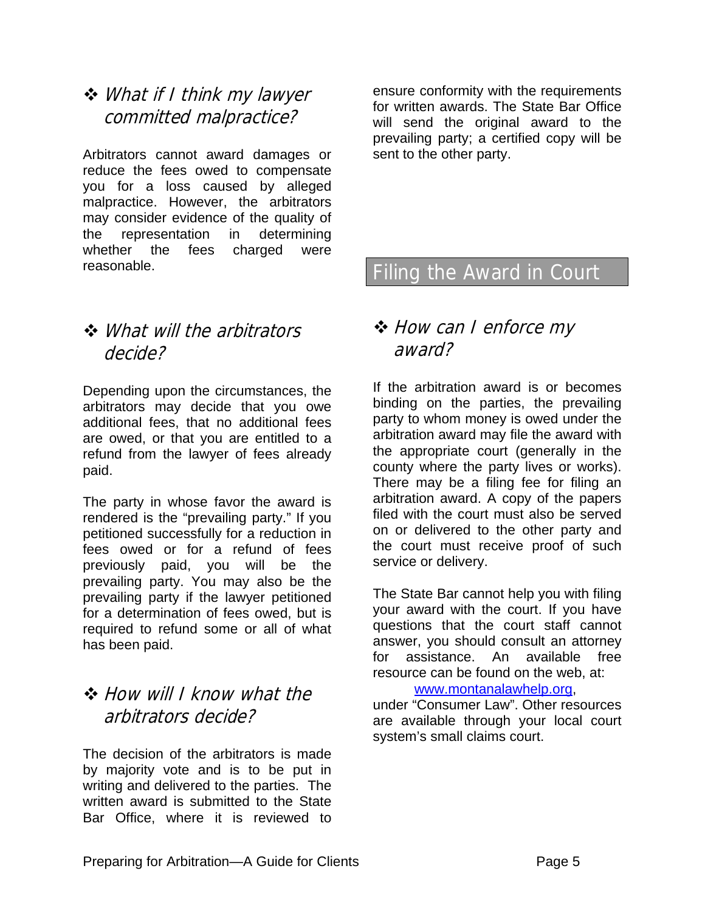### ❖ What if I think my lawyer committed malpractice?

Arbitrators cannot award damages or reduce the fees owed to compensate you for a loss caused by alleged malpractice. However, the arbitrators may consider evidence of the quality of the representation in determining whether the fees charged were reasonable.

### ❖ What will the arbitrators decide?

Depending upon the circumstances, the arbitrators may decide that you owe additional fees, that no additional fees are owed, or that you are entitled to a refund from the lawyer of fees already paid.

The party in whose favor the award is rendered is the "prevailing party." If you petitioned successfully for a reduction in fees owed or for a refund of fees previously paid, you will be the prevailing party. You may also be the prevailing party if the lawyer petitioned for a determination of fees owed, but is required to refund some or all of what has been paid.

### ❖ How will I know what the arbitrators decide?

The decision of the arbitrators is made by majority vote and is to be put in writing and delivered to the parties. The written award is submitted to the State Bar Office, where it is reviewed to ensure conformity with the requirements for written awards. The State Bar Office will send the original award to the prevailing party; a certified copy will be sent to the other party.

## Filing the Award in Court

### ❖ How can I enforce my award?

If the arbitration award is or becomes binding on the parties, the prevailing party to whom money is owed under the arbitration award may file the award with the appropriate court (generally in the county where the party lives or works). There may be a filing fee for filing an arbitration award. A copy of the papers filed with the court must also be served on or delivered to the other party and the court must receive proof of such service or delivery.

The State Bar cannot help you with filing your award with the court. If you have questions that the court staff cannot answer, you should consult an attorney for assistance. An available free resource can be found on the web, at:

www.montanalawhelp.org,

under "Consumer Law". Other resources are available through your local court system's small claims court.